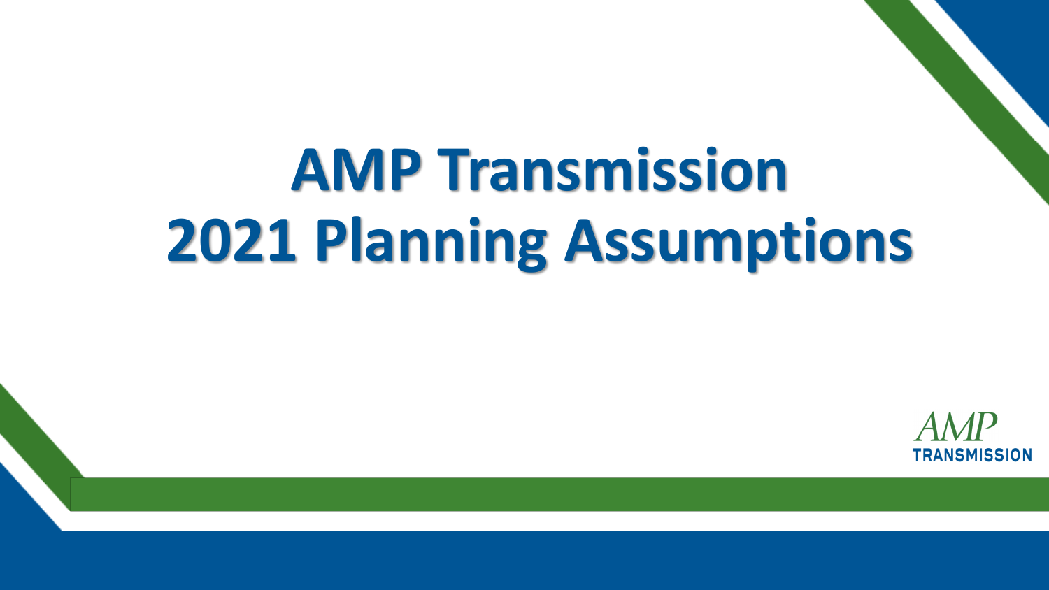# AMP Transmission 2021 Planning Assumptions

AMP TRANSMISSION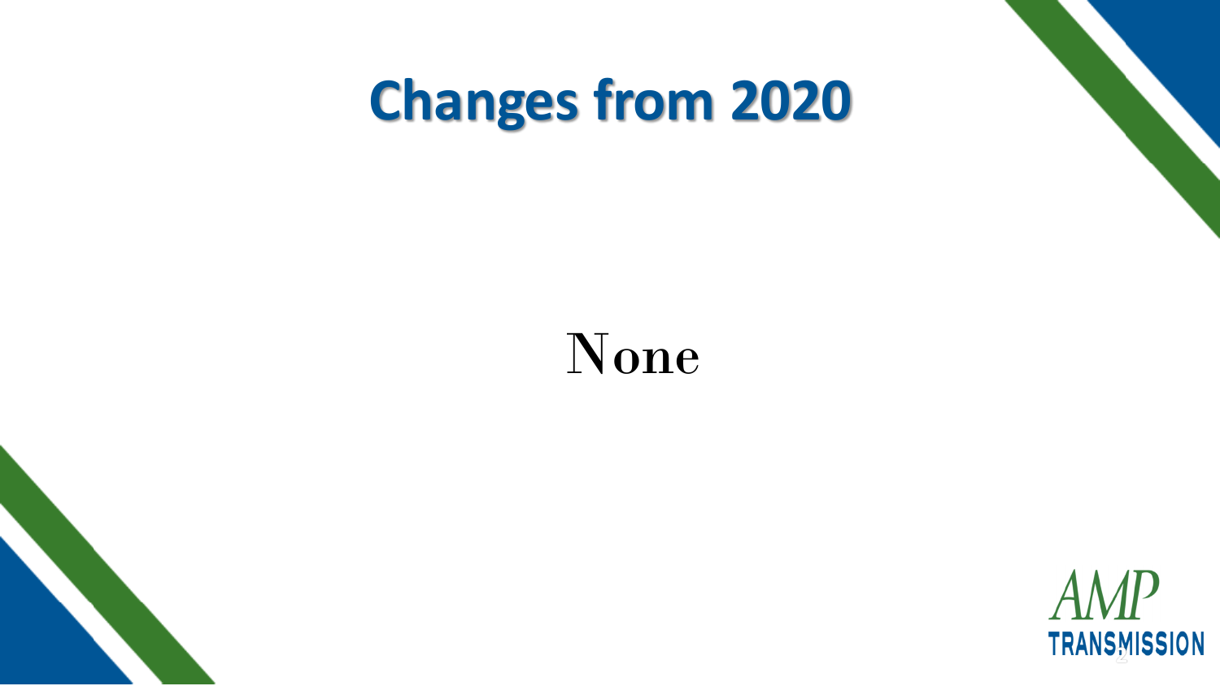# Changes from 2020

None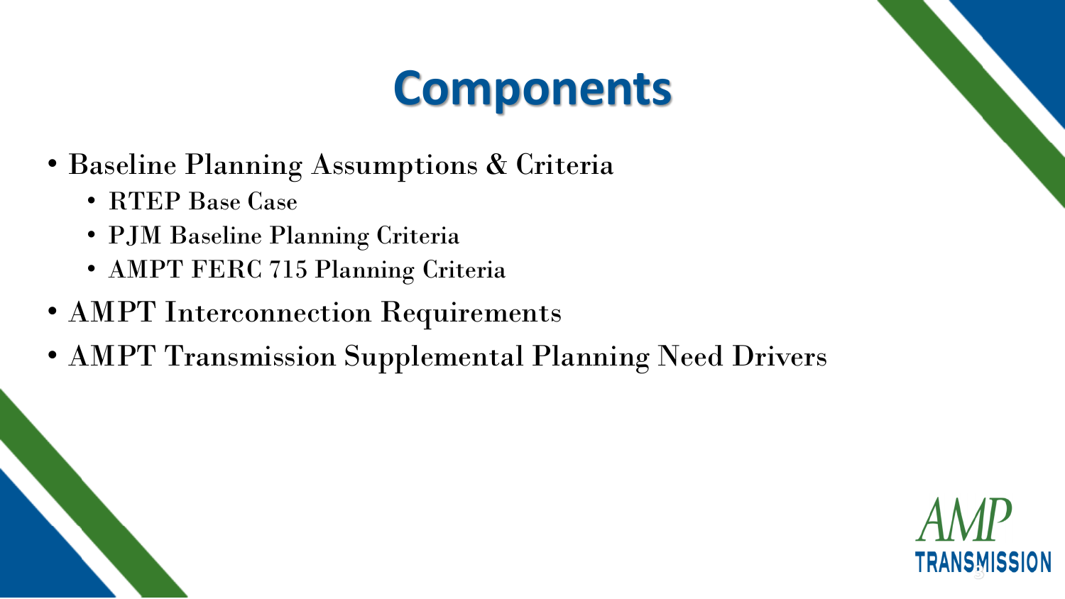# Components

- Baseline Planning Assumptions & Criteria
  - RTEP Base Case
  - PJM Baseline Planning Criteria
  - AMPT FERC 715 Planning Criteria
- AMPT Interconnection Requirements
- AMPT Transmission Supplemental Planning Need Drivers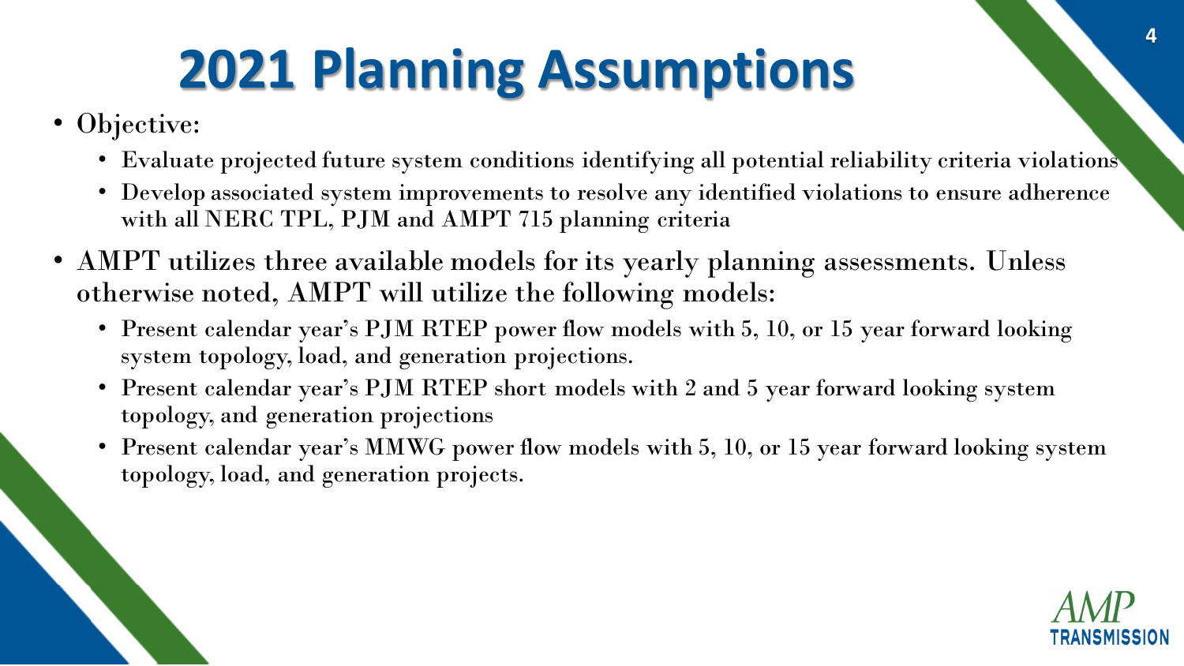# 2021 Planning Assumptions

- Objective:
  - Evaluate projected future system conditions identifying all potential reliability criteria violations
  - Develop associated system improvements to resolve any identified violations to ensure adherence with all NERC TPL, PJM and AMPT 715 planning criteria
- AMPT utilizes three available models for its yearly planning assessments. Unless otherwise noted, AMPT will utilize the following models:
  - Present calendar year's PJM RTEP power flow models with 5, 10, or 15 year forward looking system topology, load, and generation projections.
  - Present calendar year's PJM RTEP short models with 2 and 5 year forward looking system topology, and generation projections
  - Present calendar year's MMWG power flow models with 5, 10, or 15 year forward looking system topology, load, and generation projects.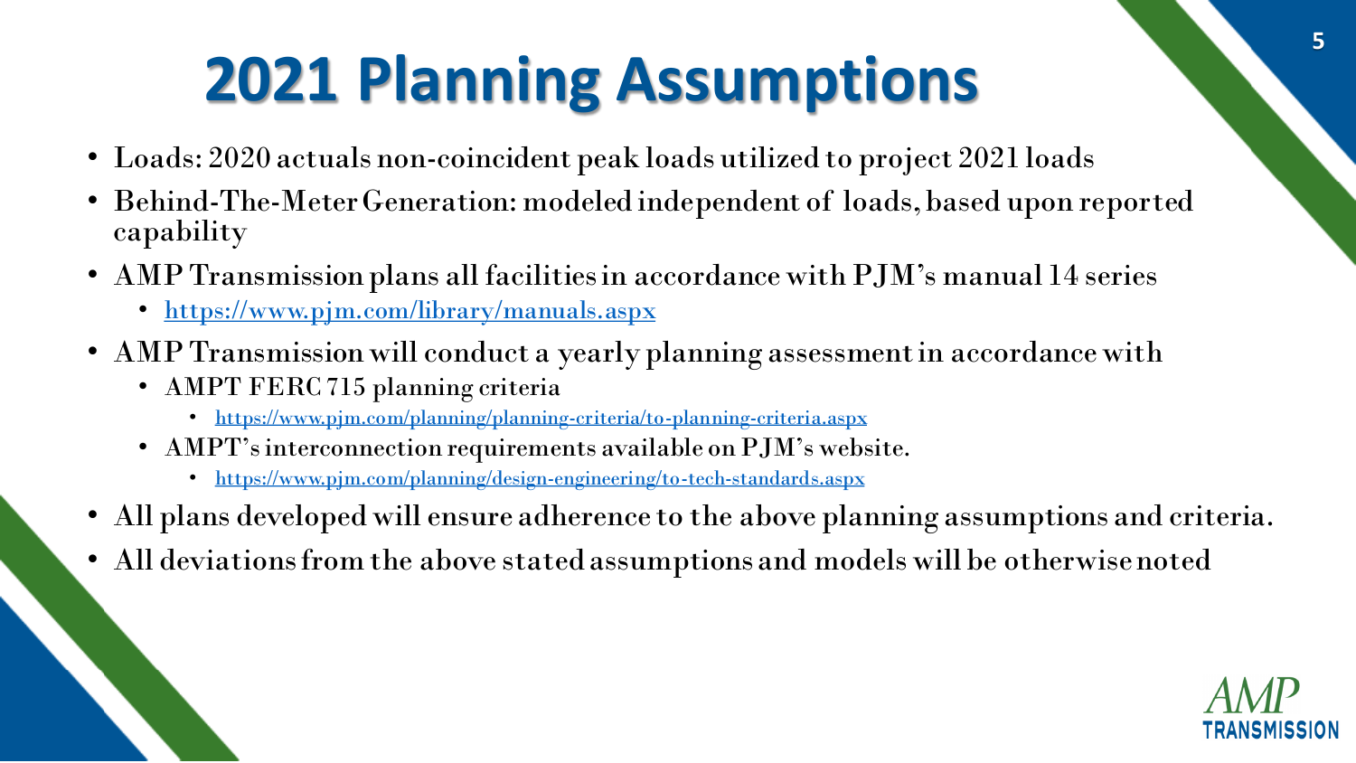# 2021 Planning Assumptions

- Loads: 2020 actuals non-coincident peak loads utilized to project 2021 loads
- Behind-The-Meter Generation: modeled independent of loads, based upon reported capability
- AMP Transmission plans all facilities in accordance with PJM's manual 14 series
  - https://www.pjm.com/library/manuals.aspx
- AMP Transmission will conduct a yearly planning assessment in accordance with
  - AMPT FERC 715 planning criteria
    - https://www.pjm.com/planning/planning-criteria/to-planning-criteria.aspx
  - AMPT's interconnection requirements available on PJM's website.
    - https://www.pjm.com/planning/design-engineering/to-tech-standards.aspx
- All plans developed will ensure adherence to the above planning assumptions and criteria.
- All deviations from the above stated assumptions and models will be otherwise noted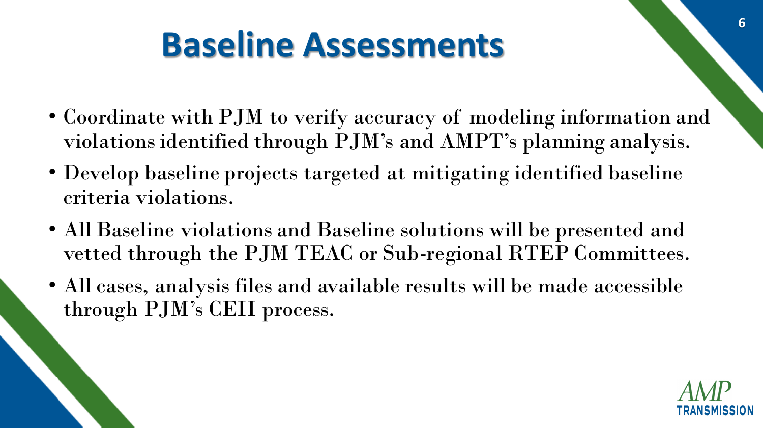# Baseline Assessments

- Coordinate with PJM to verify accuracy of modeling information and violations identified through PJM's and AMPT's planning analysis.
- Develop baseline projects targeted at mitigating identified baseline criteria violations.
- All Baseline violations and Baseline solutions will be presented and vetted through the PJM TEAC or Sub-regional RTEP Committees.
- All cases, analysis files and available results will be made accessible through PJM's CEII process.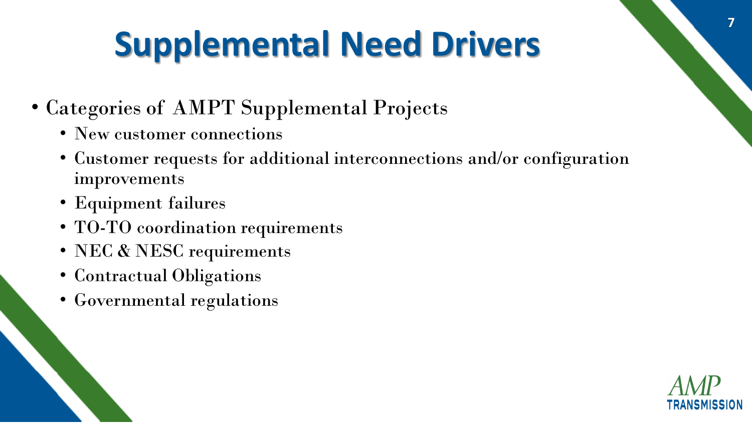# Supplemental Need Drivers

- Categories of AMPT Supplemental Projects
  - New customer connections
  - Customer requests for additional interconnections and/or configuration improvements
  - Equipment failures
  - TO-TO coordination requirements
  - NEC & NESC requirements
  - Contractual Obligations
  - Governmental regulations

AMP TRANSMISSION